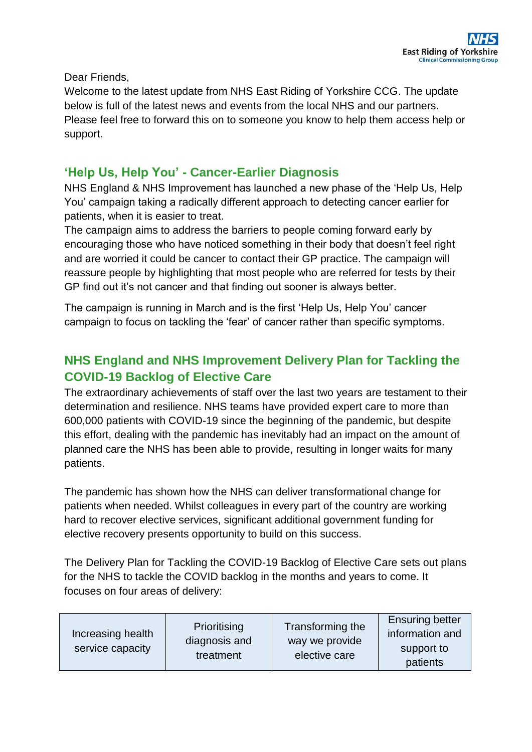Dear Friends,

Welcome to the latest update from NHS East Riding of Yorkshire CCG. The update below is full of the latest news and events from the local NHS and our partners. Please feel free to forward this on to someone you know to help them access help or support.

## 'Help Us, Help You' - Cancer-Earlier Diagnosis

NHS England & NHS Improvement has launched a new phase of the 'Help Us, Help You' campaign taking a radically different approach to detecting cancer earlier for patients, when it is easier to treat.

The campaign aims to address the barriers to people coming forward early by encouraging those who have noticed something in their body that doesn't feel right and are worried it could be cancer to contact their GP practice. The campaign will reassure people by highlighting that most people who are referred for tests by their GP find out it's not cancer and that finding out sooner is always better.

The campaign is running in March and is the first 'Help Us, Help You' cancer campaign to focus on tackling the 'fear' of cancer rather than specific symptoms.

## NHS England and NHS Improvement Delivery Plan for Tackling the COVID-19 Backlog of Elective Care

The extraordinary achievements of staff over the last two years are testament to their determination and resilience. NHS teams have provided expert care to more than 600,000 patients with COVID-19 since the beginning of the pandemic, but despite this effort, dealing with the pandemic has inevitably had an impact on the amount of planned care the NHS has been able to provide, resulting in longer waits for many patients.

The pandemic has shown how the NHS can deliver transformational change for patients when needed. Whilst colleagues in every part of the country are working hard to recover elective services, significant additional government funding for elective recovery presents opportunity to build on this success.

The Delivery Plan for Tackling the COVID-19 Backlog of Elective Care sets out plans for the NHS to tackle the COVID backlog in the months and years to come. It focuses on four areas of delivery:

| Increasing health service capacity | Prioritising diagnosis and treatment | Transforming the way we provide elective care | Ensuring better information and support to patients |
|---|---|---|---|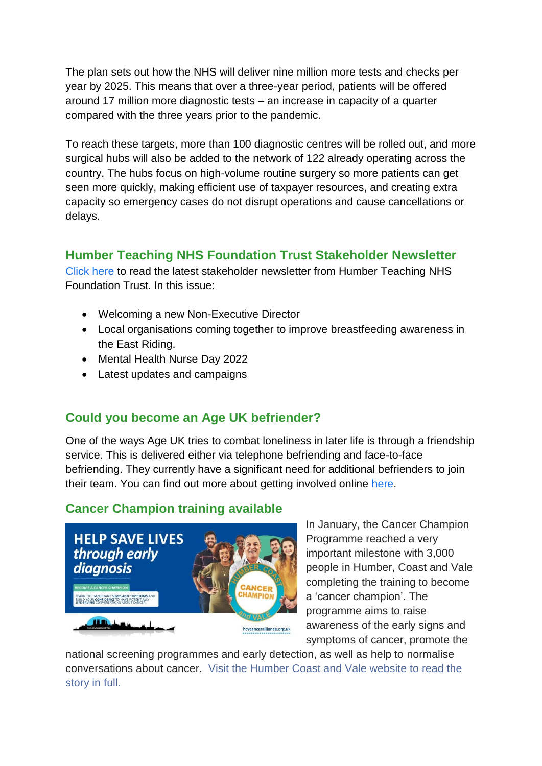The plan sets out how the NHS will deliver nine million more tests and checks per year by 2025. This means that over a three-year period, patients will be offered around 17 million more diagnostic tests – an increase in capacity of a quarter compared with the three years prior to the pandemic.

To reach these targets, more than 100 diagnostic centres will be rolled out, and more surgical hubs will also be added to the network of 122 already operating across the country. The hubs focus on high-volume routine surgery so more patients can get seen more quickly, making efficient use of taxpayer resources, and creating extra capacity so emergency cases do not disrupt operations and cause cancellations or delays.

## Humber Teaching NHS Foundation Trust Stakeholder Newsletter

Click here to read the latest stakeholder newsletter from Humber Teaching NHS Foundation Trust. In this issue:

- Welcoming a new Non-Executive Director
- Local organisations coming together to improve breastfeeding awareness in the East Riding.
- Mental Health Nurse Day 2022
- Latest updates and campaigns

## Could you become an Age UK befriender?

One of the ways Age UK tries to combat loneliness in later life is through a friendship service. This is delivered either via telephone befriending and face-to-face befriending. They currently have a significant need for additional befrienders to join their team. You can find out more about getting involved online here.

## Cancer Champion training available

In January, the Cancer Champion Programme reached a very important milestone with 3,000 people in Humber, Coast and Vale completing the training to become a 'cancer champion'. The programme aims to raise awareness of the early signs and symptoms of cancer, promote the national screening programmes and early detection, as well as help to normalise conversations about cancer. Visit the Humber Coast and Vale website to read the story in full.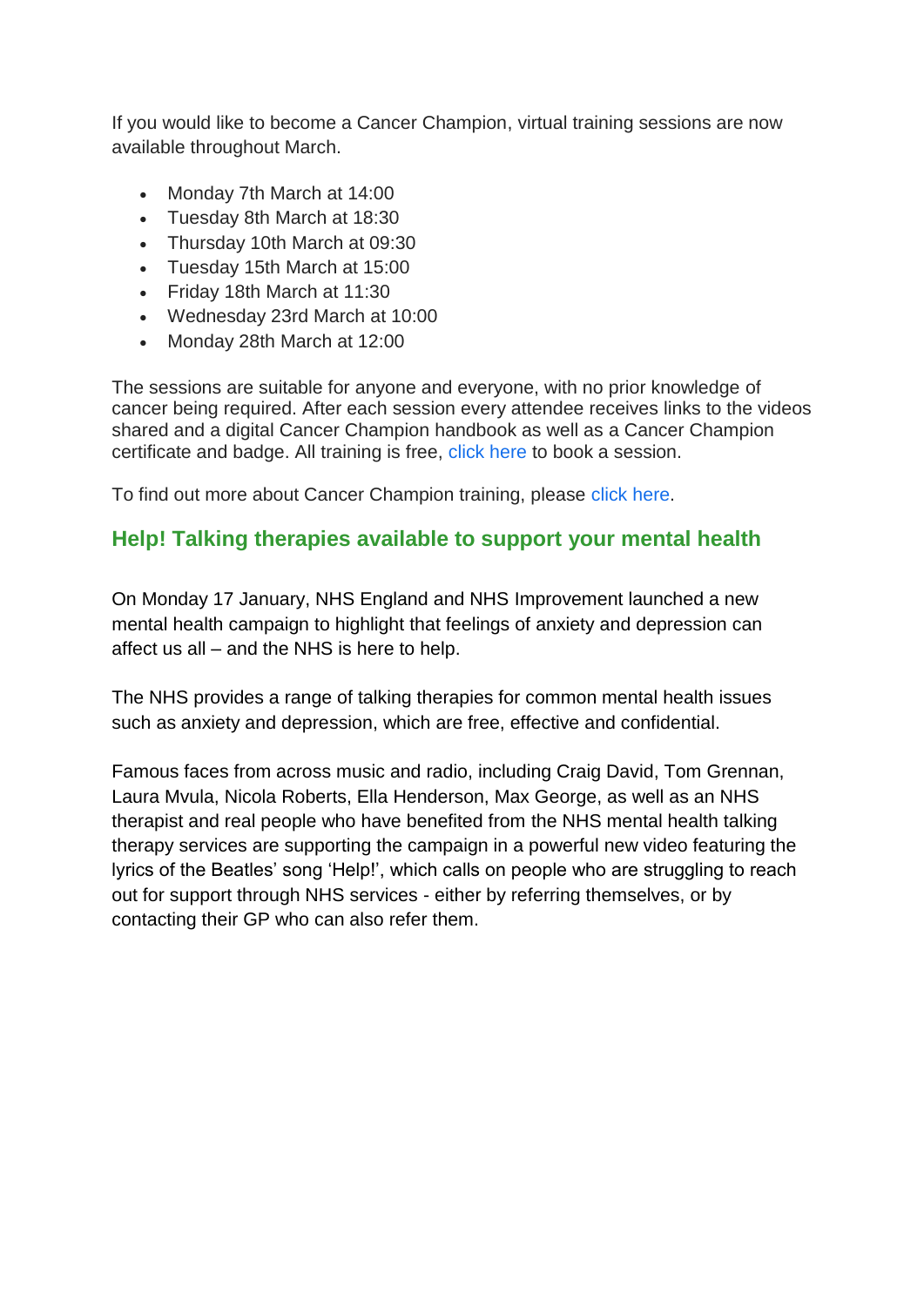If you would like to become a Cancer Champion, virtual training sessions are now available throughout March.

- Monday 7th March at 14:00
- Tuesday 8th March at 18:30
- Thursday 10th March at 09:30
- Tuesday 15th March at 15:00
- Friday 18th March at 11:30
- Wednesday 23rd March at 10:00
- Monday 28th March at 12:00

The sessions are suitable for anyone and everyone, with no prior knowledge of cancer being required. After each session every attendee receives links to the videos shared and a digital Cancer Champion handbook as well as a Cancer Champion certificate and badge. All training is free, click here to book a session.

To find out more about Cancer Champion training, please click here.

## Help! Talking therapies available to support your mental health

On Monday 17 January, NHS England and NHS Improvement launched a new mental health campaign to highlight that feelings of anxiety and depression can affect us all – and the NHS is here to help.

The NHS provides a range of talking therapies for common mental health issues such as anxiety and depression, which are free, effective and confidential.

Famous faces from across music and radio, including Craig David, Tom Grennan, Laura Mvula, Nicola Roberts, Ella Henderson, Max George, as well as an NHS therapist and real people who have benefited from the NHS mental health talking therapy services are supporting the campaign in a powerful new video featuring the lyrics of the Beatles' song 'Help!', which calls on people who are struggling to reach out for support through NHS services - either by referring themselves, or by contacting their GP who can also refer them.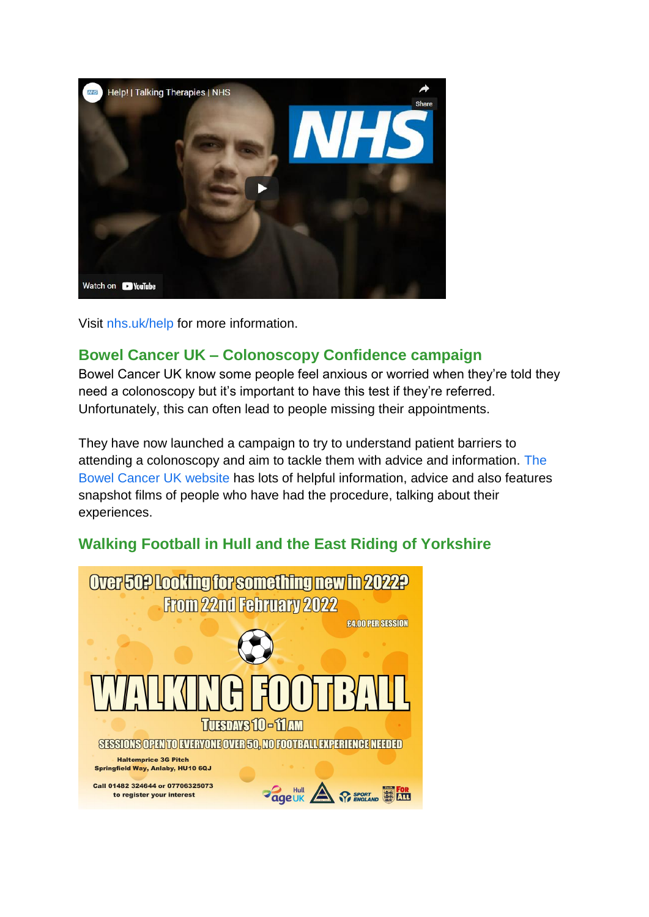Visit nhs.uk/help for more information.

## Bowel Cancer UK – Colonoscopy Confidence campaign

Bowel Cancer UK know some people feel anxious or worried when they're told they need a colonoscopy but it's important to have this test if they're referred. Unfortunately, this can often lead to people missing their appointments.

They have now launched a campaign to try to understand patient barriers to attending a colonoscopy and aim to tackle them with advice and information. The Bowel Cancer UK website has lots of helpful information, advice and also features snapshot films of people who have had the procedure, talking about their experiences.

## Walking Football in Hull and the East Riding of Yorkshire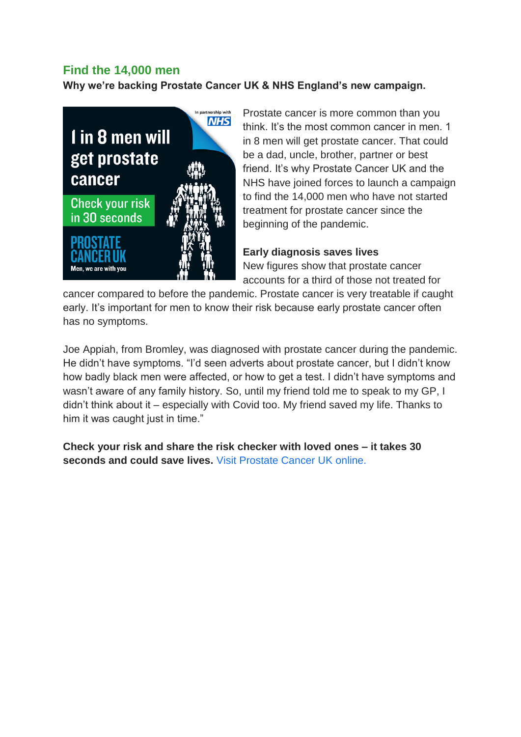## Find the 14,000 men

**Why we're backing Prostate Cancer UK & NHS England's new campaign.**

Prostate cancer is more common than you think. It's the most common cancer in men. 1 in 8 men will get prostate cancer. That could be a dad, uncle, brother, partner or best friend. It's why Prostate Cancer UK and the NHS have joined forces to launch a campaign to find the 14,000 men who have not started treatment for prostate cancer since the beginning of the pandemic.

**Early diagnosis saves lives**

New figures show that prostate cancer accounts for a third of those not treated for cancer compared to before the pandemic. Prostate cancer is very treatable if caught early. It's important for men to know their risk because early prostate cancer often has no symptoms.

Joe Appiah, from Bromley, was diagnosed with prostate cancer during the pandemic. He didn't have symptoms. "I'd seen adverts about prostate cancer, but I didn't know how badly black men were affected, or how to get a test. I didn't have symptoms and wasn't aware of any family history. So, until my friend told me to speak to my GP, I didn't think about it – especially with Covid too. My friend saved my life. Thanks to him it was caught just in time."

**Check your risk and share the risk checker with loved ones – it takes 30 seconds and could save lives.** Visit Prostate Cancer UK online.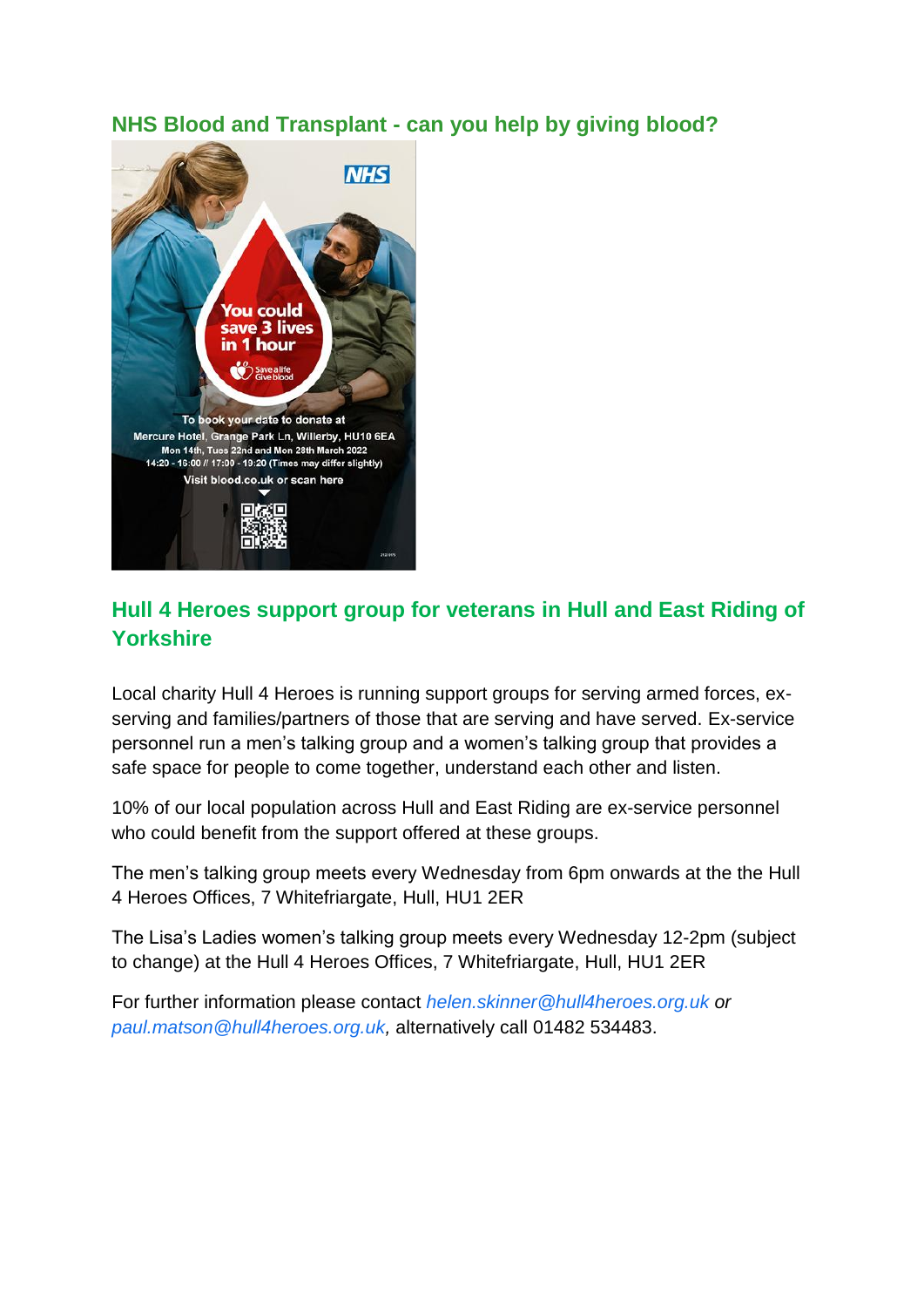## NHS Blood and Transplant - can you help by giving blood?

NHS

You could save 3 lives in 1 hour

Save a life Give blood

To book your date to donate at
Mercure Hotel, Grange Park Ln, Willerby, HU10 6EA
Mon 14th, Tues 22nd and Mon 28th March 2022
14:20 - 16:00 // 17:00 - 19:20 (Times may differ slightly)
Visit blood.co.uk or scan here

## Hull 4 Heroes support group for veterans in Hull and East Riding of Yorkshire

Local charity Hull 4 Heroes is running support groups for serving armed forces, ex-serving and families/partners of those that are serving and have served. Ex-service personnel run a men's talking group and a women's talking group that provides a safe space for people to come together, understand each other and listen.

10% of our local population across Hull and East Riding are ex-service personnel who could benefit from the support offered at these groups.

The men's talking group meets every Wednesday from 6pm onwards at the the Hull 4 Heroes Offices, 7 Whitefriargate, Hull, HU1 2ER

The Lisa's Ladies women's talking group meets every Wednesday 12-2pm (subject to change) at the Hull 4 Heroes Offices, 7 Whitefriargate, Hull, HU1 2ER

For further information please contact *helen.skinner@hull4heroes.org.uk or paul.matson@hull4heroes.org.uk*, alternatively call 01482 534483.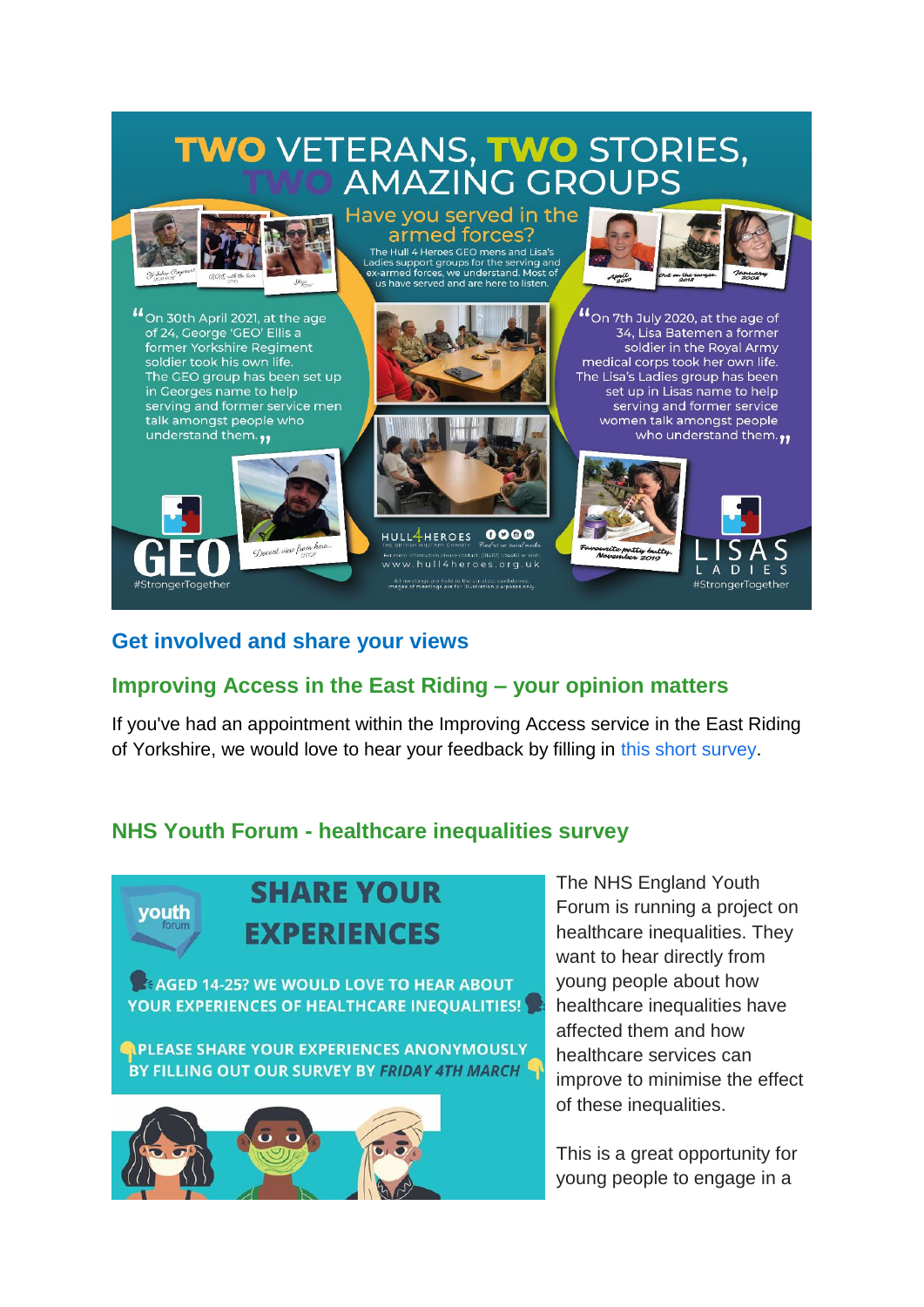# TWO VETERANS, TWO STORIES, TWO AMAZING GROUPS

## Have you served in the armed forces?

The Hull 4 Heroes GEO mens and Lisa's Ladies support groups for the serving and ex-armed forces, we understand. Most of us have served and are here to listen.

"On 30th April 2021, at the age of 24, George 'GEO' Ellis a former Yorkshire Regiment soldier took his own life. The GEO group has been set up in Georges name to help serving and former service men talk amongst people who understand them."

"On 7th July 2020, at the age of 34, Lisa Batemen a former soldier in the Royal Army medical corps took her own life. The Lisa's Ladies group has been set up in Lisas name to help serving and former service women talk amongst people who understand them."

GEO #StrongerTogether

LISAS LADIES #StrongerTogether

HULL4HEROES THE BRITISH MILITARY CHARITY

www.hull4heroes.org.uk

All meetings are held in the strictest confidence. Images of meetings are for illustration purposes only.

## Get involved and share your views

## Improving Access in the East Riding – your opinion matters

If you've had an appointment within the Improving Access service in the East Riding of Yorkshire, we would love to hear your feedback by filling in this short survey.

## NHS Youth Forum - healthcare inequalities survey

**SHARE YOUR EXPERIENCES**

**AGED 14-25? WE WOULD LOVE TO HEAR ABOUT YOUR EXPERIENCES OF HEALTHCARE INEQUALITIES!**

**PLEASE SHARE YOUR EXPERIENCES ANONYMOUSLY BY FILLING OUT OUR SURVEY BY *FRIDAY 4TH MARCH***

The NHS England Youth Forum is running a project on healthcare inequalities. They want to hear directly from young people about how healthcare inequalities have affected them and how healthcare services can improve to minimise the effect of these inequalities.

This is a great opportunity for young people to engage in a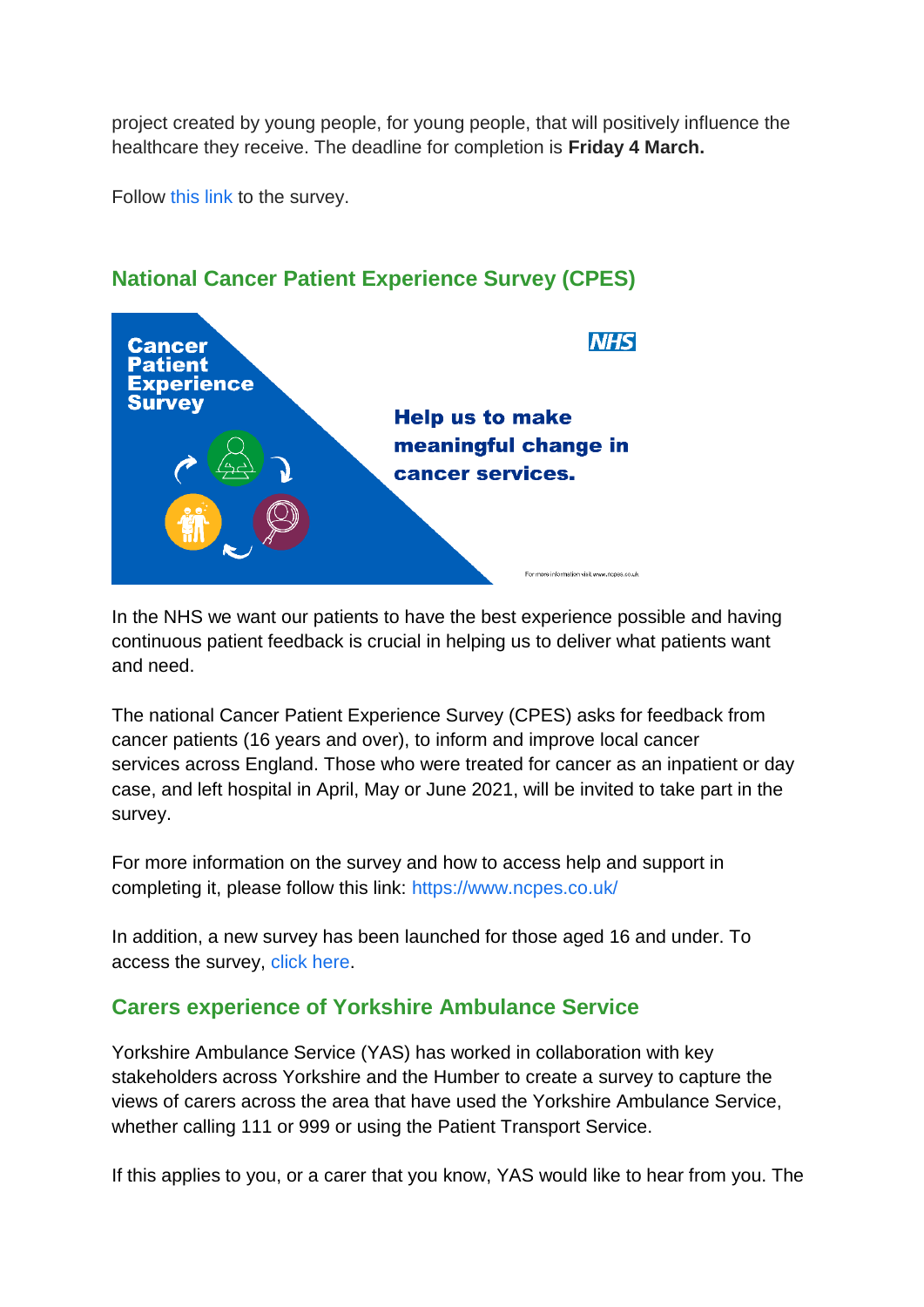project created by young people, for young people, that will positively influence the healthcare they receive. The deadline for completion is **Friday 4 March.**

Follow this link to the survey.

## National Cancer Patient Experience Survey (CPES)

In the NHS we want our patients to have the best experience possible and having continuous patient feedback is crucial in helping us to deliver what patients want and need.

The national Cancer Patient Experience Survey (CPES) asks for feedback from cancer patients (16 years and over), to inform and improve local cancer services across England. Those who were treated for cancer as an inpatient or day case, and left hospital in April, May or June 2021, will be invited to take part in the survey.

For more information on the survey and how to access help and support in completing it, please follow this link: https://www.ncpes.co.uk/

In addition, a new survey has been launched for those aged 16 and under. To access the survey, click here.

## Carers experience of Yorkshire Ambulance Service

Yorkshire Ambulance Service (YAS) has worked in collaboration with key stakeholders across Yorkshire and the Humber to create a survey to capture the views of carers across the area that have used the Yorkshire Ambulance Service, whether calling 111 or 999 or using the Patient Transport Service.

If this applies to you, or a carer that you know, YAS would like to hear from you. The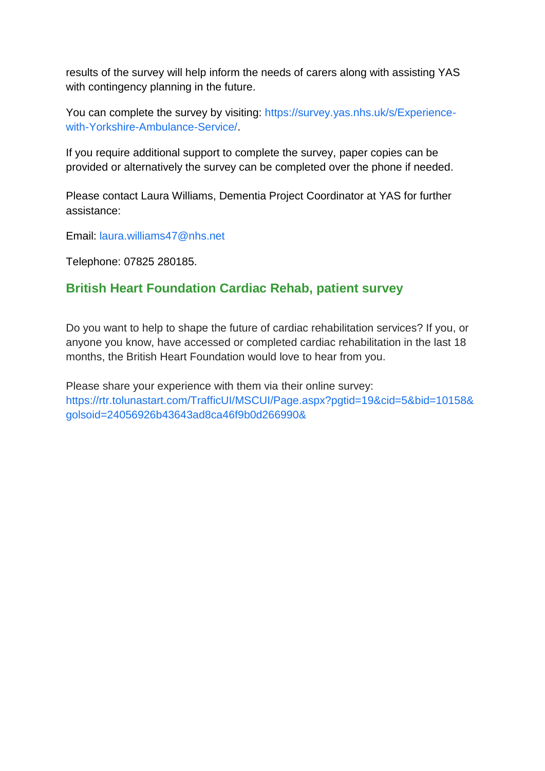results of the survey will help inform the needs of carers along with assisting YAS with contingency planning in the future.

You can complete the survey by visiting: https://survey.yas.nhs.uk/s/Experience-with-Yorkshire-Ambulance-Service/.

If you require additional support to complete the survey, paper copies can be provided or alternatively the survey can be completed over the phone if needed.

Please contact Laura Williams, Dementia Project Coordinator at YAS for further assistance:

Email: laura.williams47@nhs.net

Telephone: 07825 280185.

## British Heart Foundation Cardiac Rehab, patient survey

Do you want to help to shape the future of cardiac rehabilitation services? If you, or anyone you know, have accessed or completed cardiac rehabilitation in the last 18 months, the British Heart Foundation would love to hear from you.

Please share your experience with them via their online survey: https://rtr.tolunastart.com/TrafficUI/MSCUI/Page.aspx?pgtid=19&cid=5&bid=10158&golsoid=24056926b43643ad8ca46f9b0d266990&